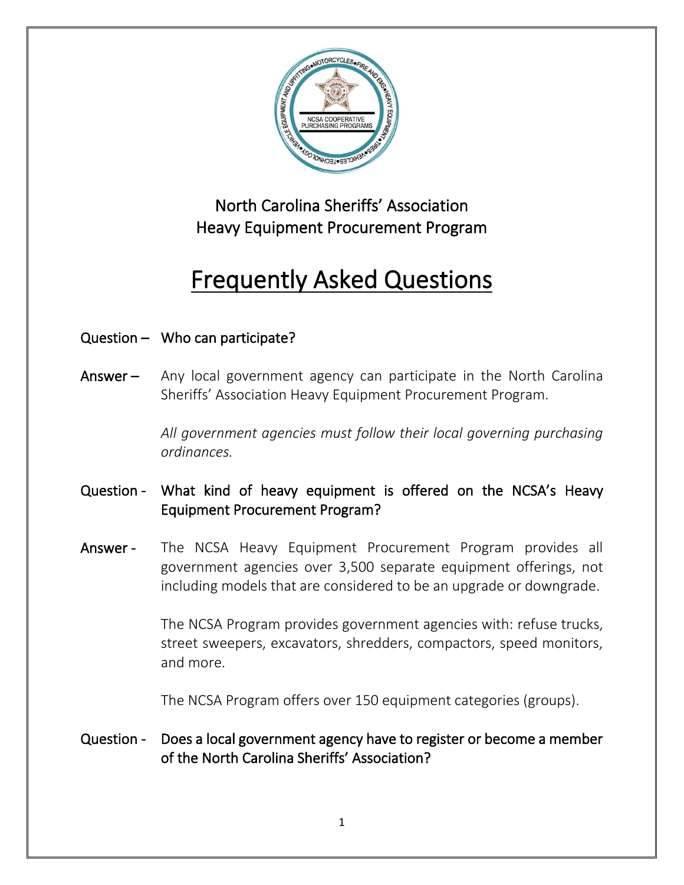North Carolina Sheriffs' Association
Heavy Equipment Procurement Program

# Frequently Asked Questions

**Question –** Who can participate?

**Answer –** Any local government agency can participate in the North Carolina Sheriffs' Association Heavy Equipment Procurement Program.

*All government agencies must follow their local governing purchasing ordinances.*

**Question -** What kind of heavy equipment is offered on the NCSA's Heavy Equipment Procurement Program?

**Answer -** The NCSA Heavy Equipment Procurement Program provides all government agencies over 3,500 separate equipment offerings, not including models that are considered to be an upgrade or downgrade.

The NCSA Program provides government agencies with: refuse trucks, street sweepers, excavators, shredders, compactors, speed monitors, and more.

The NCSA Program offers over 150 equipment categories (groups).

**Question -** Does a local government agency have to register or become a member of the North Carolina Sheriffs' Association?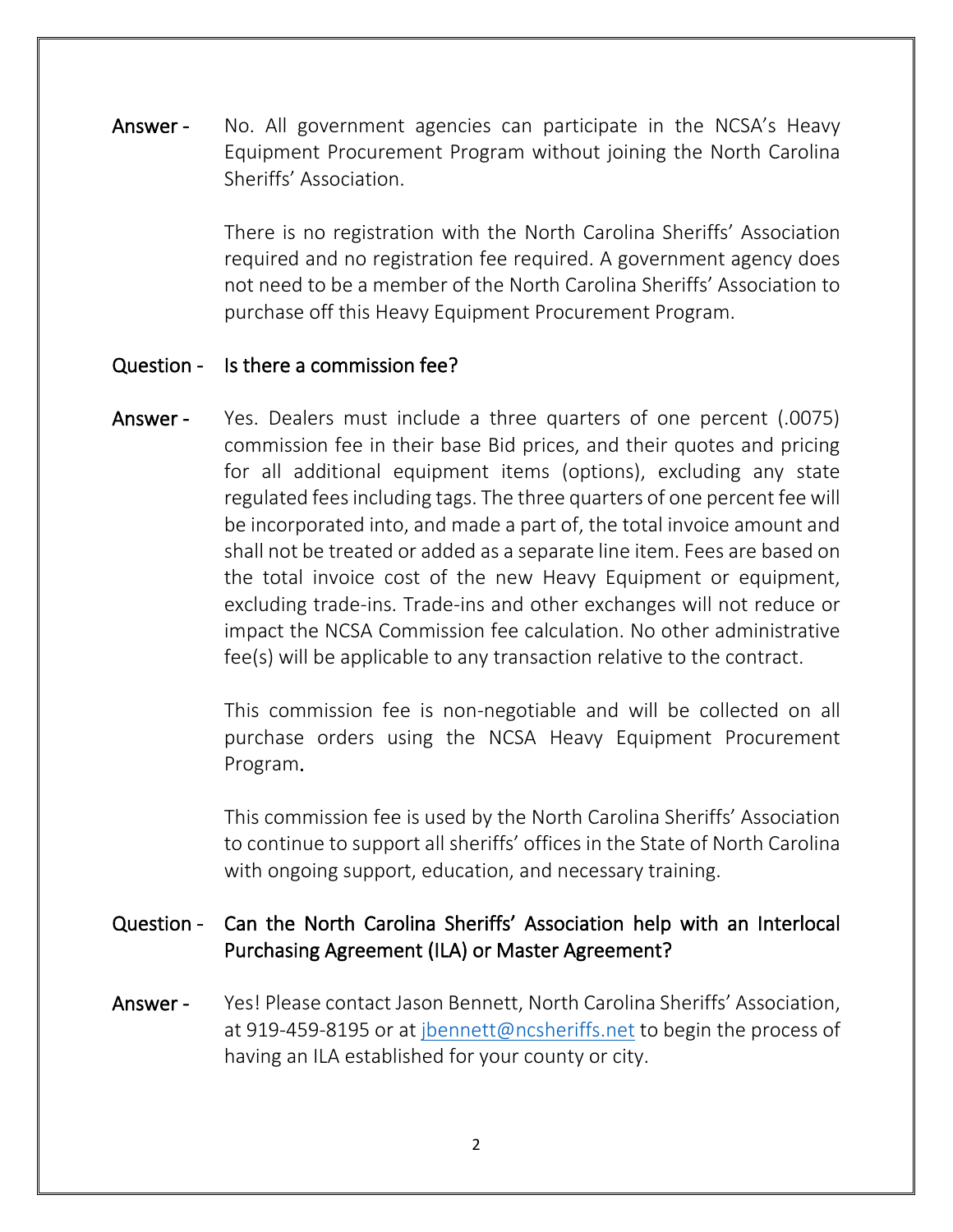**Answer -** No. All government agencies can participate in the NCSA's Heavy Equipment Procurement Program without joining the North Carolina Sheriffs' Association.

There is no registration with the North Carolina Sheriffs' Association required and no registration fee required. A government agency does not need to be a member of the North Carolina Sheriffs' Association to purchase off this Heavy Equipment Procurement Program.

**Question -** Is there a commission fee?

**Answer -** Yes. Dealers must include a three quarters of one percent (.0075) commission fee in their base Bid prices, and their quotes and pricing for all additional equipment items (options), excluding any state regulated fees including tags. The three quarters of one percent fee will be incorporated into, and made a part of, the total invoice amount and shall not be treated or added as a separate line item. Fees are based on the total invoice cost of the new Heavy Equipment or equipment, excluding trade-ins. Trade-ins and other exchanges will not reduce or impact the NCSA Commission fee calculation. No other administrative fee(s) will be applicable to any transaction relative to the contract.

This commission fee is non-negotiable and will be collected on all purchase orders using the NCSA Heavy Equipment Procurement Program.

This commission fee is used by the North Carolina Sheriffs' Association to continue to support all sheriffs' offices in the State of North Carolina with ongoing support, education, and necessary training.

**Question -** Can the North Carolina Sheriffs' Association help with an Interlocal Purchasing Agreement (ILA) or Master Agreement?

**Answer -** Yes! Please contact Jason Bennett, North Carolina Sheriffs' Association, at 919-459-8195 or at jbennett@ncsheriffs.net to begin the process of having an ILA established for your county or city.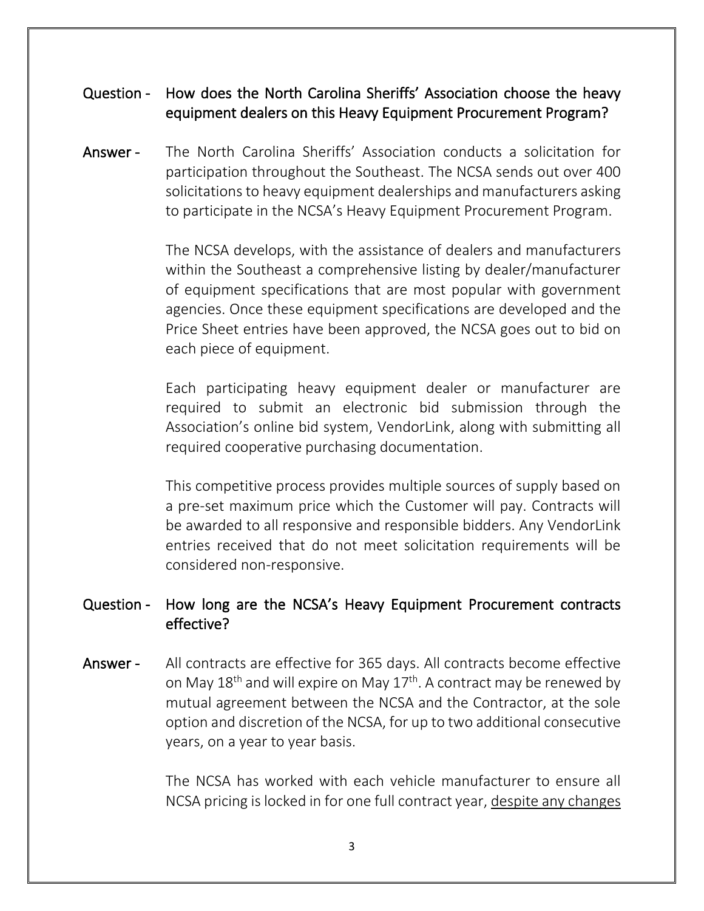**Question -** **How does the North Carolina Sheriffs' Association choose the heavy equipment dealers on this Heavy Equipment Procurement Program?**

**Answer -** The North Carolina Sheriffs' Association conducts a solicitation for participation throughout the Southeast. The NCSA sends out over 400 solicitations to heavy equipment dealerships and manufacturers asking to participate in the NCSA's Heavy Equipment Procurement Program.

The NCSA develops, with the assistance of dealers and manufacturers within the Southeast a comprehensive listing by dealer/manufacturer of equipment specifications that are most popular with government agencies. Once these equipment specifications are developed and the Price Sheet entries have been approved, the NCSA goes out to bid on each piece of equipment.

Each participating heavy equipment dealer or manufacturer are required to submit an electronic bid submission through the Association's online bid system, VendorLink, along with submitting all required cooperative purchasing documentation.

This competitive process provides multiple sources of supply based on a pre-set maximum price which the Customer will pay. Contracts will be awarded to all responsive and responsible bidders. Any VendorLink entries received that do not meet solicitation requirements will be considered non-responsive.

**Question -** **How long are the NCSA's Heavy Equipment Procurement contracts effective?**

**Answer -** All contracts are effective for 365 days. All contracts become effective on May 18th and will expire on May 17th. A contract may be renewed by mutual agreement between the NCSA and the Contractor, at the sole option and discretion of the NCSA, for up to two additional consecutive years, on a year to year basis.

The NCSA has worked with each vehicle manufacturer to ensure all NCSA pricing is locked in for one full contract year, <u>despite any changes</u>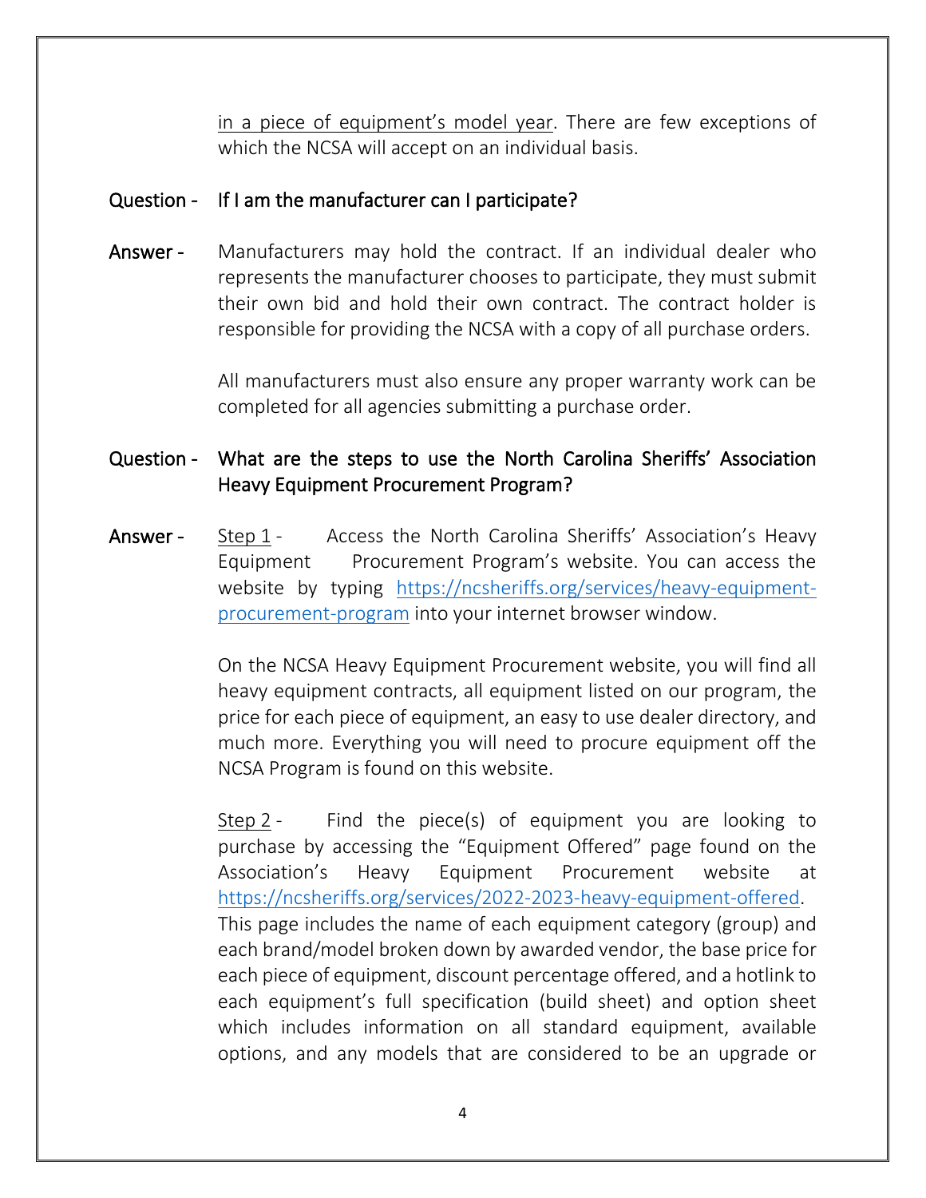in a piece of equipment's model year. There are few exceptions of which the NCSA will accept on an individual basis.

**Question -** If I am the manufacturer can I participate?

**Answer -** Manufacturers may hold the contract. If an individual dealer who represents the manufacturer chooses to participate, they must submit their own bid and hold their own contract. The contract holder is responsible for providing the NCSA with a copy of all purchase orders.

All manufacturers must also ensure any proper warranty work can be completed for all agencies submitting a purchase order.

**Question -** What are the steps to use the North Carolina Sheriffs' Association Heavy Equipment Procurement Program?

**Answer -** Step 1 - Access the North Carolina Sheriffs' Association's Heavy Equipment Procurement Program's website. You can access the website by typing https://ncsheriffs.org/services/heavy-equipment-procurement-program into your internet browser window.

On the NCSA Heavy Equipment Procurement website, you will find all heavy equipment contracts, all equipment listed on our program, the price for each piece of equipment, an easy to use dealer directory, and much more. Everything you will need to procure equipment off the NCSA Program is found on this website.

Step 2 - Find the piece(s) of equipment you are looking to purchase by accessing the "Equipment Offered" page found on the Association's Heavy Equipment Procurement website at https://ncsheriffs.org/services/2022-2023-heavy-equipment-offered. This page includes the name of each equipment category (group) and each brand/model broken down by awarded vendor, the base price for each piece of equipment, discount percentage offered, and a hotlink to each equipment's full specification (build sheet) and option sheet which includes information on all standard equipment, available options, and any models that are considered to be an upgrade or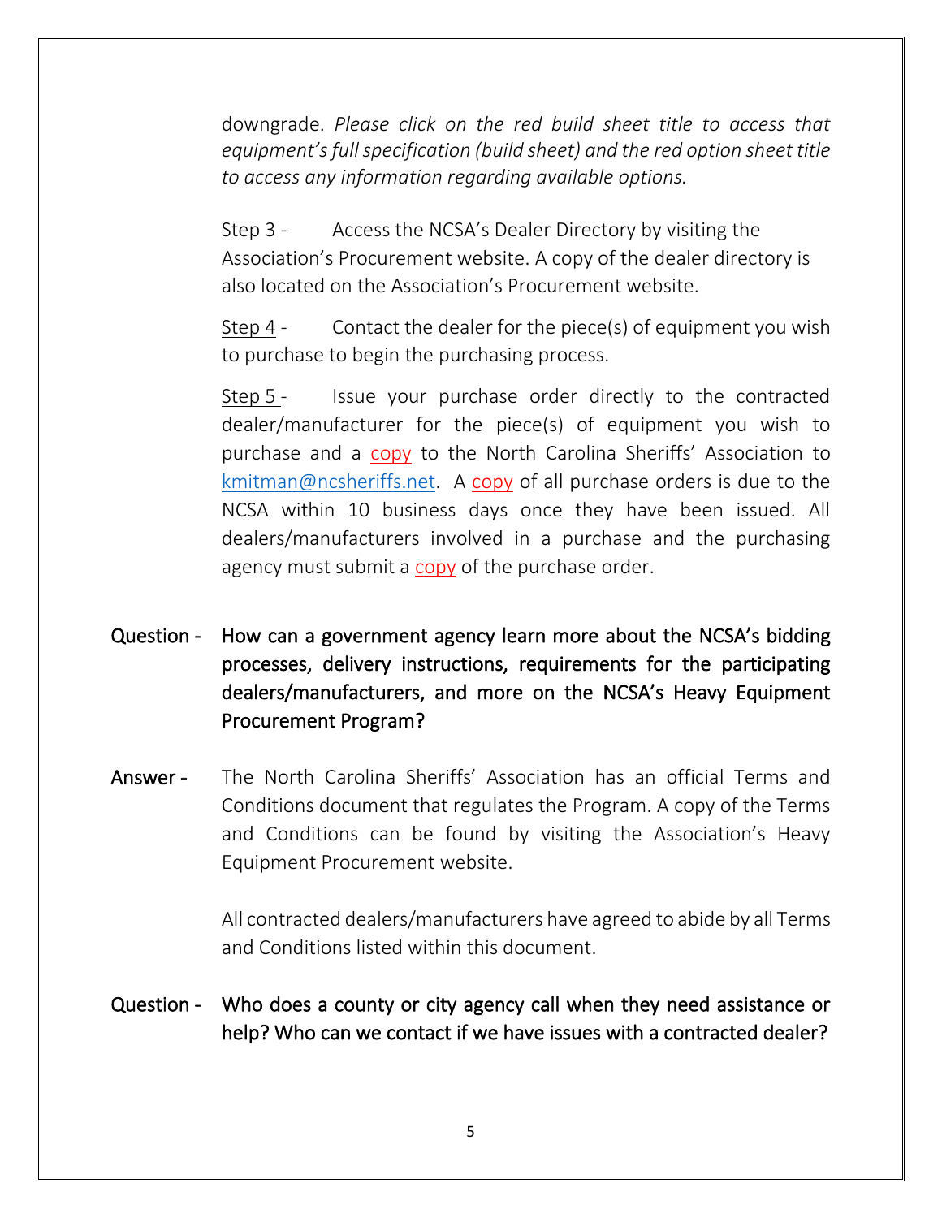downgrade. *Please click on the red build sheet title to access that equipment's full specification (build sheet) and the red option sheet title to access any information regarding available options.*

Step 3 - Access the NCSA's Dealer Directory by visiting the Association's Procurement website. A copy of the dealer directory is also located on the Association's Procurement website.

Step 4 - Contact the dealer for the piece(s) of equipment you wish to purchase to begin the purchasing process.

Step 5 - Issue your purchase order directly to the contracted dealer/manufacturer for the piece(s) of equipment you wish to purchase and a copy to the North Carolina Sheriffs' Association to kmitman@ncsheriffs.net. A copy of all purchase orders is due to the NCSA within 10 business days once they have been issued. All dealers/manufacturers involved in a purchase and the purchasing agency must submit a copy of the purchase order.

**Question -** How can a government agency learn more about the NCSA's bidding processes, delivery instructions, requirements for the participating dealers/manufacturers, and more on the NCSA's Heavy Equipment Procurement Program?

**Answer -** The North Carolina Sheriffs' Association has an official Terms and Conditions document that regulates the Program. A copy of the Terms and Conditions can be found by visiting the Association's Heavy Equipment Procurement website.

All contracted dealers/manufacturers have agreed to abide by all Terms and Conditions listed within this document.

**Question -** Who does a county or city agency call when they need assistance or help? Who can we contact if we have issues with a contracted dealer?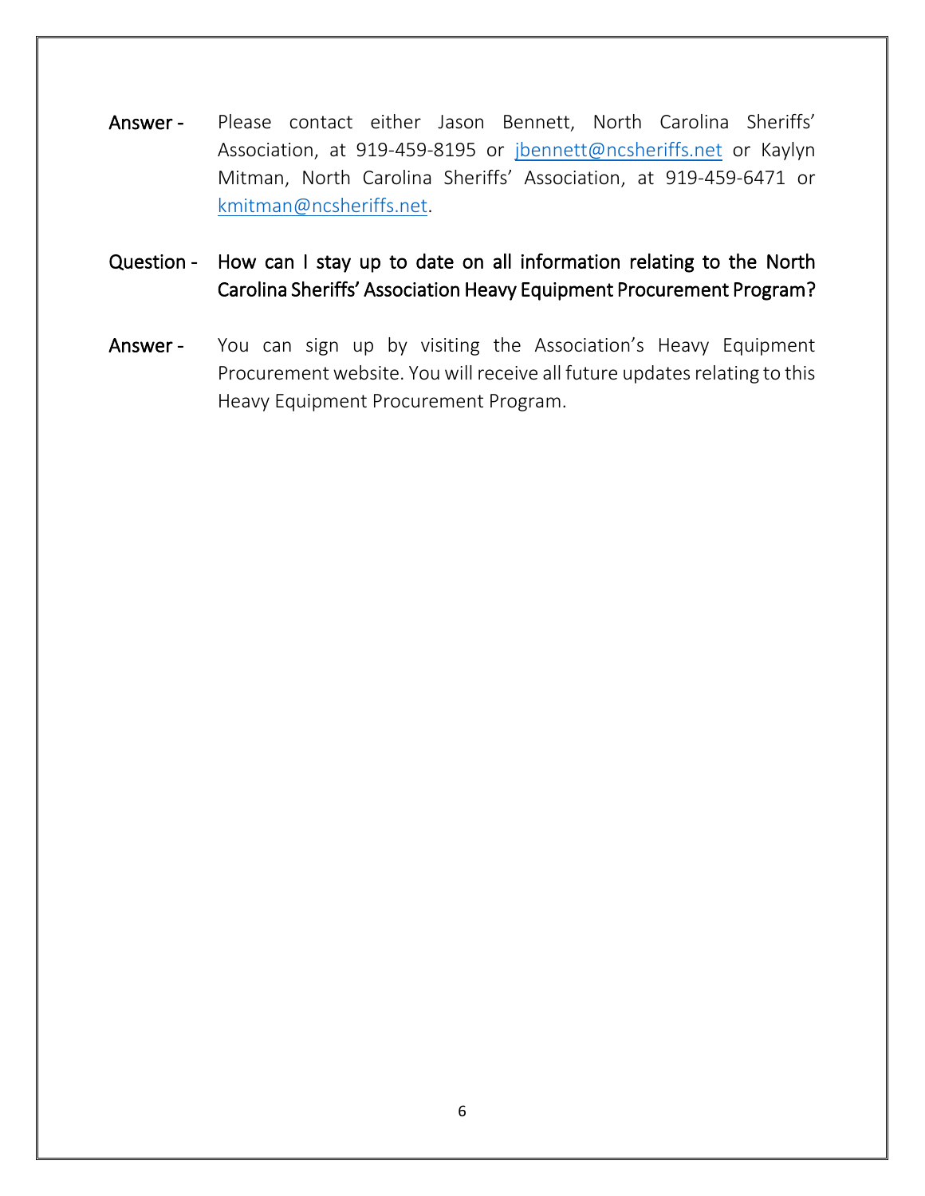**Answer -** Please contact either Jason Bennett, North Carolina Sheriffs' Association, at 919-459-8195 or jbennett@ncsheriffs.net or Kaylyn Mitman, North Carolina Sheriffs' Association, at 919-459-6471 or kmitman@ncsheriffs.net.

**Question -** How can I stay up to date on all information relating to the North Carolina Sheriffs' Association Heavy Equipment Procurement Program?

**Answer -** You can sign up by visiting the Association's Heavy Equipment Procurement website. You will receive all future updates relating to this Heavy Equipment Procurement Program.